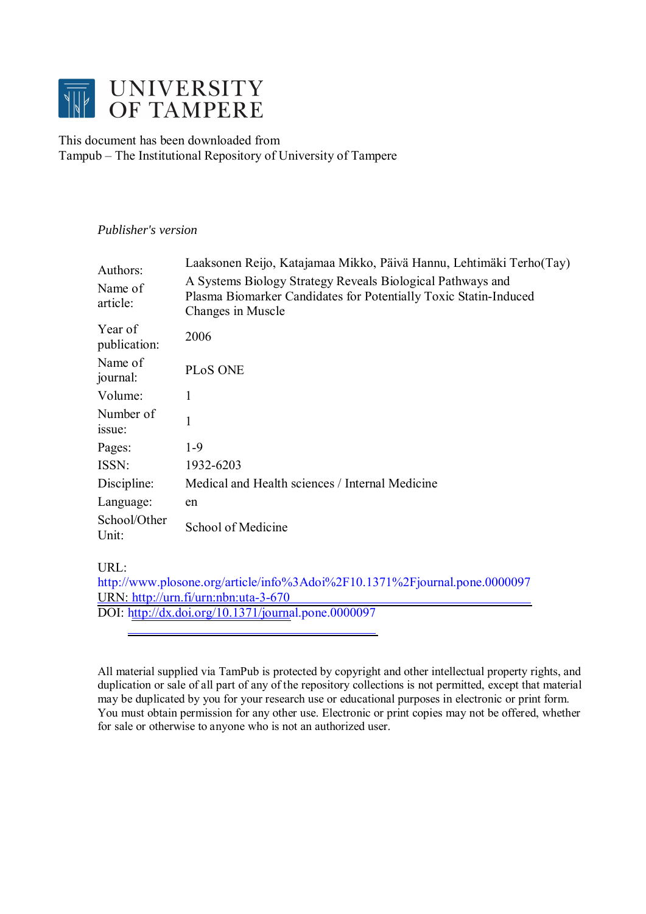# UNIVERSITY OF TAMPERE

This document has been downloaded from
Tampub – The Institutional Repository of University of Tampere

*Publisher's version*

| | |
|---|---|
| Authors: | Laaksonen Reijo, Katajamaa Mikko, Päivä Hannu, Lehtimäki Terho(Tay) |
| Name of article: | A Systems Biology Strategy Reveals Biological Pathways and Plasma Biomarker Candidates for Potentially Toxic Statin-Induced Changes in Muscle |
| Year of publication: | 2006 |
| Name of journal: | PLoS ONE |
| Volume: | 1 |
| Number of issue: | 1 |
| Pages: | 1-9 |
| ISSN: | 1932-6203 |
| Discipline: | Medical and Health sciences / Internal Medicine |
| Language: | en |
| School/Other Unit: | School of Medicine |

URL:
http://www.plosone.org/article/info%3Adoi%2F10.1371%2Fjournal.pone.0000097
URN: http://urn.fi/urn:nbn:uta-3-670
DOI: http://dx.doi.org/10.1371/journal.pone.0000097

All material supplied via TamPub is protected by copyright and other intellectual property rights, and duplication or sale of all part of any of the repository collections is not permitted, except that material may be duplicated by you for your research use or educational purposes in electronic or print form. You must obtain permission for any other use. Electronic or print copies may not be offered, whether for sale or otherwise to anyone who is not an authorized user.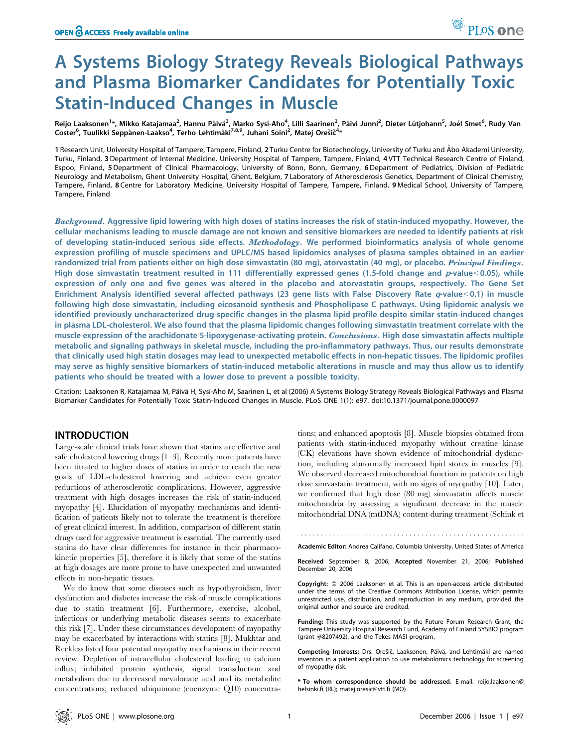# A Systems Biology Strategy Reveals Biological Pathways and Plasma Biomarker Candidates for Potentially Toxic Statin-Induced Changes in Muscle

Reijo Laaksonen[1]*, Mikko Katajamaa[2], Hannu Päivä[3], Marko Sysi-Aho[4], Lilli Saarinen[2], Päivi Junni[2], Dieter Lütjohann[5], Joél Smet[6], Rudy Van Coster[6], Tuulikki Seppänen-Laakso[4], Terho Lehtimäki[7,8,9], Juhani Soini[2], Matej Orešič[4]*

1 Research Unit, University Hospital of Tampere, Tampere, Finland, 2 Turku Centre for Biotechnology, University of Turku and Åbo Akademi University, Turku, Finland, 3 Department of Internal Medicine, University Hospital of Tampere, Tampere, Finland, 4 VTT Technical Research Centre of Finland, Espoo, Finland, 5 Department of Clinical Pharmacology, University of Bonn, Bonn, Germany, 6 Department of Pediatrics, Division of Pediatric Neurology and Metabolism, Ghent University Hospital, Ghent, Belgium, 7 Laboratory of Atherosclerosis Genetics, Department of Clinical Chemistry, Tampere, Finland, 8 Centre for Laboratory Medicine, University Hospital of Tampere, Tampere, Finland, 9 Medical School, University of Tampere, Tampere, Finland

***Background.*** **Aggressive lipid lowering with high doses of statins increases the risk of statin-induced myopathy. However, the cellular mechanisms leading to muscle damage are not known and sensitive biomarkers are needed to identify patients at risk of developing statin-induced serious side effects.** ***Methodology.*** **We performed bioinformatics analysis of whole genome expression profiling of muscle specimens and UPLC/MS based lipidomics analyses of plasma samples obtained in an earlier randomized trial from patients either on high dose simvastatin (80 mg), atorvastatin (40 mg), or placebo.** ***Principal Findings.*** **High dose simvastatin treatment resulted in 111 differentially expressed genes (1.5-fold change and *p*-value<0.05), while expression of only one and five genes was altered in the placebo and atorvastatin groups, respectively. The Gene Set Enrichment Analysis identified several affected pathways (23 gene lists with False Discovery Rate *q*-value<0.1) in muscle following high dose simvastatin, including eicosanoid synthesis and Phospholipase C pathways. Using lipidomic analysis we identified previously uncharacterized drug-specific changes in the plasma lipid profile despite similar statin-induced changes in plasma LDL-cholesterol. We also found that the plasma lipidomic changes following simvastatin treatment correlate with the muscle expression of the arachidonate 5-lipoxygenase-activating protein.** ***Conclusions.*** **High dose simvastatin affects multiple metabolic and signaling pathways in skeletal muscle, including the pro-inflammatory pathways. Thus, our results demonstrate that clinically used high statin dosages may lead to unexpected metabolic effects in non-hepatic tissues. The lipidomic profiles may serve as highly sensitive biomarkers of statin-induced metabolic alterations in muscle and may thus allow us to identify patients who should be treated with a lower dose to prevent a possible toxicity.**

Citation: Laaksonen R, Katajamaa M, Päivä H, Sysi-Aho M, Saarinen L, et al (2006) A Systems Biology Strategy Reveals Biological Pathways and Plasma Biomarker Candidates for Potentially Toxic Statin-Induced Changes in Muscle. PLoS ONE 1(1): e97. doi:10.1371/journal.pone.0000097

## INTRODUCTION

Large-scale clinical trials have shown that statins are effective and safe cholesterol lowering drugs [1–3]. Recently more patients have been titrated to higher doses of statins in order to reach the new goals of LDL-cholesterol lowering and achieve even greater reductions of atherosclerotic complications. However, aggressive treatment with high dosages increases the risk of statin-induced myopathy [4]. Elucidation of myopathy mechanisms and identification of patients likely not to tolerate the treatment is therefore of great clinical interest. In addition, comparison of different statin drugs used for aggressive treatment is essential. The currently used statins do have clear differences for instance in their pharmacokinetic properties [5], therefore it is likely that some of the statins at high dosages are more prone to have unexpected and unwanted effects in non-hepatic tissues.

We do know that some diseases such as hypothyroidism, liver dysfunction and diabetes increase the risk of muscle complications due to statin treatment [6]. Furthermore, exercise, alcohol, infections or underlying metabolic diseases seems to exacerbate this risk [7]. Under these circumstances development of myopathy may be exacerbated by interactions with statins [8]. Mukhtar and Reckless listed four potential myopathy mechanisms in their recent review: Depletion of intracellular cholesterol leading to calcium influx; inhibited protein synthesis, signal transduction and metabolism due to decreased mevalonate acid and its metabolite concentrations; reduced ubiquinone (coenzyme Q10) concentrations; and enhanced apoptosis [8]. Muscle biopsies obtained from patients with statin-induced myopathy without creatine kinase (CK) elevations have shown evidence of mitochondrial dysfunction, including abnormally increased lipid stores in muscles [9]. We observed decreased mitochondrial function in patients on high dose simvastatin treatment, with no signs of myopathy [10]. Later, we confirmed that high dose (80 mg) simvastatin affects muscle mitochondria by assessing a significant decrease in the muscle mitochondrial DNA (mtDNA) content during treatment (Schink et

Academic Editor: Andrea Califano, Columbia University, United States of America

Received September 8, 2006; Accepted November 21, 2006; Published December 20, 2006

Copyright: © 2006 Laaksonen et al. This is an open-access article distributed under the terms of the Creative Commons Attribution License, which permits unrestricted use, distribution, and reproduction in any medium, provided the original author and source are credited.

Funding: This study was supported by the Future Forum Research Grant, the Tampere University Hospital Research Fund, Academy of Finland SYSBIO program (grant #8207492), and the Tekes MASI program.

Competing Interests: Drs. Orešič, Laaksonen, Päivä, and Lehtimäki are named inventors in a patent application to use metabolomics technology for screening of myopathy risk.

\* To whom correspondence should be addressed. E-mail: reijo.laaksonen@helsinki.fi (RL); matej.oresic@vtt.fi (MO)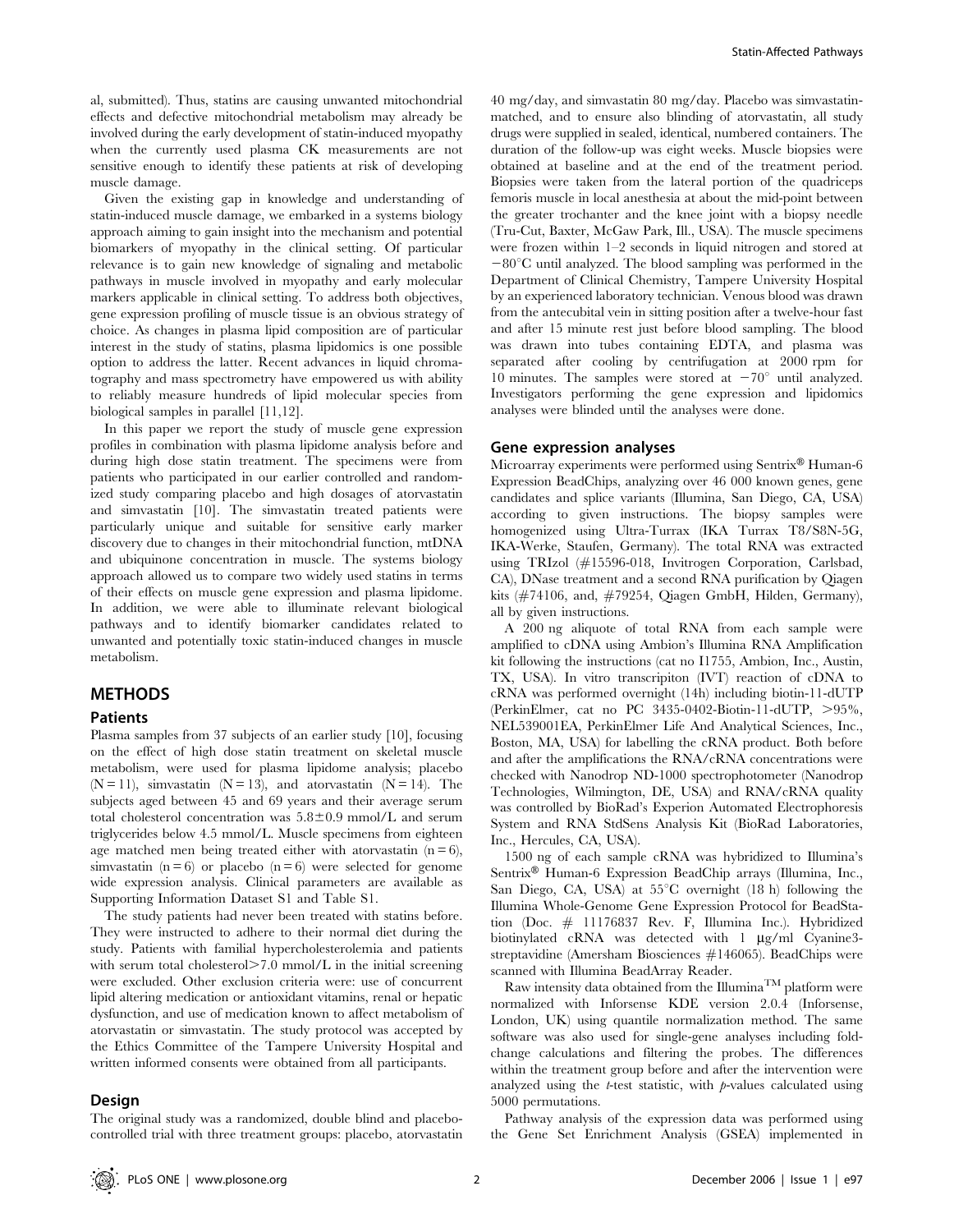al, submitted). Thus, statins are causing unwanted mitochondrial effects and defective mitochondrial metabolism may already be involved during the early development of statin-induced myopathy when the currently used plasma CK measurements are not sensitive enough to identify these patients at risk of developing muscle damage.

Given the existing gap in knowledge and understanding of statin-induced muscle damage, we embarked in a systems biology approach aiming to gain insight into the mechanism and potential biomarkers of myopathy in the clinical setting. Of particular relevance is to gain new knowledge of signaling and metabolic pathways in muscle involved in myopathy and early molecular markers applicable in clinical setting. To address both objectives, gene expression profiling of muscle tissue is an obvious strategy of choice. As changes in plasma lipid composition are of particular interest in the study of statins, plasma lipidomics is one possible option to address the latter. Recent advances in liquid chromatography and mass spectrometry have empowered us with ability to reliably measure hundreds of lipid molecular species from biological samples in parallel [11,12].

In this paper we report the study of muscle gene expression profiles in combination with plasma lipidome analysis before and during high dose statin treatment. The specimens were from patients who participated in our earlier controlled and randomized study comparing placebo and high dosages of atorvastatin and simvastatin [10]. The simvastatin treated patients were particularly unique and suitable for sensitive early marker discovery due to changes in their mitochondrial function, mtDNA and ubiquinone concentration in muscle. The systems biology approach allowed us to compare two widely used statins in terms of their effects on muscle gene expression and plasma lipidome. In addition, we were able to illuminate relevant biological pathways and to identify biomarker candidates related to unwanted and potentially toxic statin-induced changes in muscle metabolism.

## METHODS

### Patients

Plasma samples from 37 subjects of an earlier study [10], focusing on the effect of high dose statin treatment on skeletal muscle metabolism, were used for plasma lipidome analysis; placebo (N = 11), simvastatin (N = 13), and atorvastatin (N = 14). The subjects aged between 45 and 69 years and their average serum total cholesterol concentration was 5.8±0.9 mmol/L and serum triglycerides below 4.5 mmol/L. Muscle specimens from eighteen age matched men being treated either with atorvastatin (n = 6), simvastatin (n = 6) or placebo (n = 6) were selected for genome wide expression analysis. Clinical parameters are available as Supporting Information Dataset S1 and Table S1.

The study patients had never been treated with statins before. They were instructed to adhere to their normal diet during the study. Patients with familial hypercholesterolemia and patients with serum total cholesterol>7.0 mmol/L in the initial screening were excluded. Other exclusion criteria were: use of concurrent lipid altering medication or antioxidant vitamins, renal or hepatic dysfunction, and use of medication known to affect metabolism of atorvastatin or simvastatin. The study protocol was accepted by the Ethics Committee of the Tampere University Hospital and written informed consents were obtained from all participants.

### Design

The original study was a randomized, double blind and placebo-controlled trial with three treatment groups: placebo, atorvastatin 40 mg/day, and simvastatin 80 mg/day. Placebo was simvastatin-matched, and to ensure also blinding of atorvastatin, all study drugs were supplied in sealed, identical, numbered containers. The duration of the follow-up was eight weeks. Muscle biopsies were obtained at baseline and at the end of the treatment period. Biopsies were taken from the lateral portion of the quadriceps femoris muscle in local anesthesia at about the mid-point between the greater trochanter and the knee joint with a biopsy needle (Tru-Cut, Baxter, McGaw Park, Ill., USA). The muscle specimens were frozen within 1–2 seconds in liquid nitrogen and stored at −80°C until analyzed. The blood sampling was performed in the Department of Clinical Chemistry, Tampere University Hospital by an experienced laboratory technician. Venous blood was drawn from the antecubital vein in sitting position after a twelve-hour fast and after 15 minute rest just before blood sampling. The blood was drawn into tubes containing EDTA, and plasma was separated after cooling by centrifugation at 2000 rpm for 10 minutes. The samples were stored at −70° until analyzed. Investigators performing the gene expression and lipidomics analyses were blinded until the analyses were done.

### Gene expression analyses

Microarray experiments were performed using Sentrix® Human-6 Expression BeadChips, analyzing over 46 000 known genes, gene candidates and splice variants (Illumina, San Diego, CA, USA) according to given instructions. The biopsy samples were homogenized using Ultra-Turrax (IKA Turrax T8/S8N-5G, IKA-Werke, Staufen, Germany). The total RNA was extracted using TRIzol (#15596-018, Invitrogen Corporation, Carlsbad, CA), DNase treatment and a second RNA purification by Qiagen kits (#74106, and, #79254, Qiagen GmbH, Hilden, Germany), all by given instructions.

A 200 ng aliquote of total RNA from each sample were amplified to cDNA using Ambion's Illumina RNA Amplification kit following the instructions (cat no I1755, Ambion, Inc., Austin, TX, USA). In vitro transcripiton (IVT) reaction of cDNA to cRNA was performed overnight (14h) including biotin-11-dUTP (PerkinElmer, cat no PC 3435-0402-Biotin-11-dUTP, >95%, NEL539001EA, PerkinElmer Life And Analytical Sciences, Inc., Boston, MA, USA) for labelling the cRNA product. Both before and after the amplifications the RNA/cRNA concentrations were checked with Nanodrop ND-1000 spectrophotometer (Nanodrop Technologies, Wilmington, DE, USA) and RNA/cRNA quality was controlled by BioRad's Experion Automated Electrophoresis System and RNA StdSens Analysis Kit (BioRad Laboratories, Inc., Hercules, CA, USA).

1500 ng of each sample cRNA was hybridized to Illumina's Sentrix® Human-6 Expression BeadChip arrays (Illumina, Inc., San Diego, CA, USA) at 55°C overnight (18 h) following the Illumina Whole-Genome Gene Expression Protocol for BeadStation (Doc. # 11176837 Rev. F, Illumina Inc.). Hybridized biotinylated cRNA was detected with 1 µg/ml Cyanine3-streptavidine (Amersham Biosciences #146065). BeadChips were scanned with Illumina BeadArray Reader.

Raw intensity data obtained from the Illumina™ platform were normalized with Inforsense KDE version 2.0.4 (Inforsense, London, UK) using quantile normalization method. The same software was also used for single-gene analyses including fold-change calculations and filtering the probes. The differences within the treatment group before and after the intervention were analyzed using the *t*-test statistic, with *p*-values calculated using 5000 permutations.

Pathway analysis of the expression data was performed using the Gene Set Enrichment Analysis (GSEA) implemented in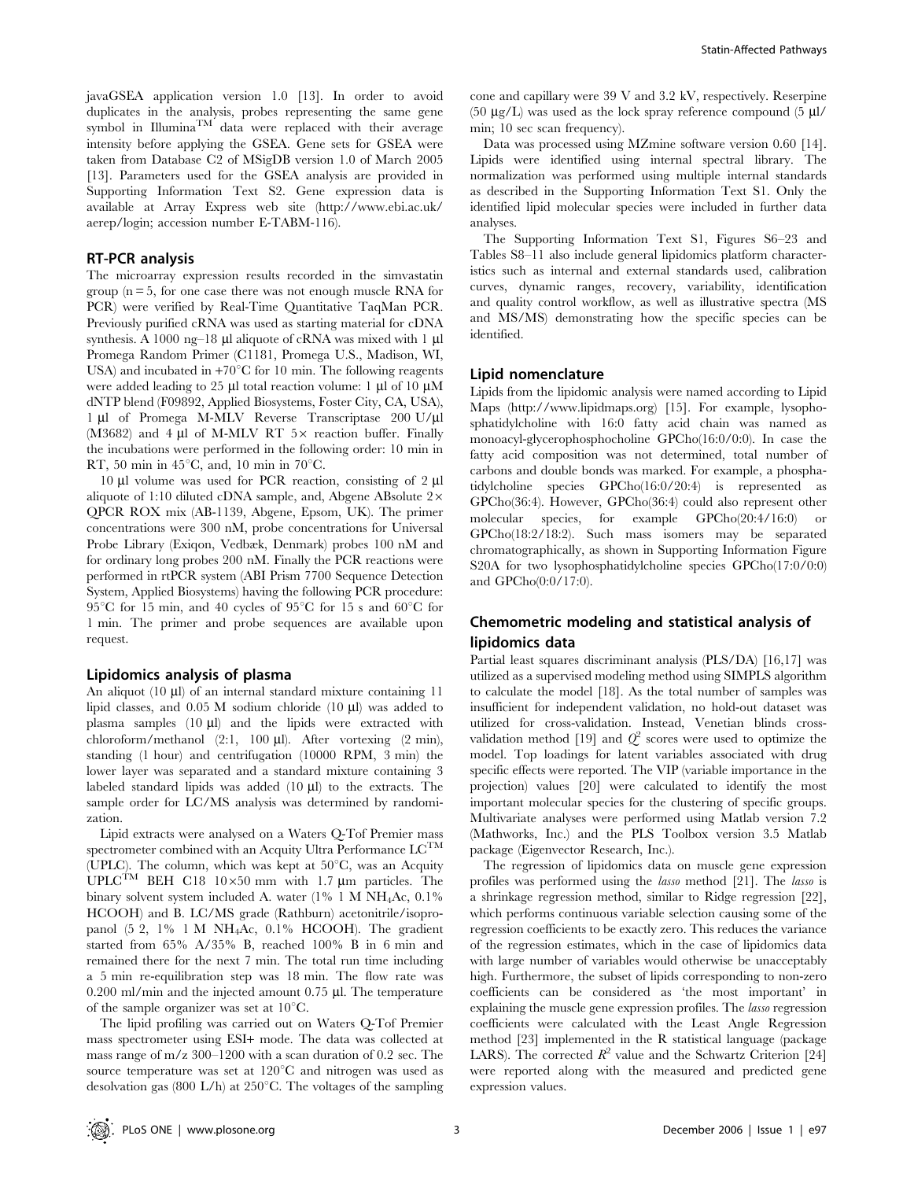javaGSEA application version 1.0 [13]. In order to avoid duplicates in the analysis, probes representing the same gene symbol in Illumina™ data were replaced with their average intensity before applying the GSEA. Gene sets for GSEA were taken from Database C2 of MSigDB version 1.0 of March 2005 [13]. Parameters used for the GSEA analysis are provided in Supporting Information Text S2. Gene expression data is available at Array Express web site (http://www.ebi.ac.uk/aerep/login; accession number E-TABM-116).

### RT-PCR analysis

The microarray expression results recorded in the simvastatin group (n = 5, for one case there was not enough muscle RNA for PCR) were verified by Real-Time Quantitative TaqMan PCR. Previously purified cRNA was used as starting material for cDNA synthesis. A 1000 ng–18 µl aliquote of cRNA was mixed with 1 µl Promega Random Primer (C1181, Promega U.S., Madison, WI, USA) and incubated in +70°C for 10 min. The following reagents were added leading to 25 µl total reaction volume: 1 µl of 10 µM dNTP blend (F09892, Applied Biosystems, Foster City, CA, USA), 1 µl of Promega M-MLV Reverse Transcriptase 200 U/µl (M3682) and 4 µl of M-MLV RT 5× reaction buffer. Finally the incubations were performed in the following order: 10 min in RT, 50 min in 45°C, and, 10 min in 70°C.

10 µl volume was used for PCR reaction, consisting of 2 µl aliquote of 1:10 diluted cDNA sample, and, Abgene ABsolute 2× QPCR ROX mix (AB-1139, Abgene, Epsom, UK). The primer concentrations were 300 nM, probe concentrations for Universal Probe Library (Exiqon, Vedbæk, Denmark) probes 100 nM and for ordinary long probes 200 nM. Finally the PCR reactions were performed in rtPCR system (ABI Prism 7700 Sequence Detection System, Applied Biosystems) having the following PCR procedure: 95°C for 15 min, and 40 cycles of 95°C for 15 s and 60°C for 1 min. The primer and probe sequences are available upon request.

### Lipidomics analysis of plasma

An aliquot (10 µl) of an internal standard mixture containing 11 lipid classes, and 0.05 M sodium chloride (10 µl) was added to plasma samples (10 µl) and the lipids were extracted with chloroform/methanol (2:1, 100 µl). After vortexing (2 min), standing (1 hour) and centrifugation (10000 RPM, 3 min) the lower layer was separated and a standard mixture containing 3 labeled standard lipids was added (10 µl) to the extracts. The sample order for LC/MS analysis was determined by randomization.

Lipid extracts were analysed on a Waters Q-Tof Premier mass spectrometer combined with an Acquity Ultra Performance LC™ (UPLC). The column, which was kept at 50°C, was an Acquity UPLC™ BEH C18 10×50 mm with 1.7 µm particles. The binary solvent system included A. water (1% 1 M $NH_4Ac$, 0.1% HCOOH) and B. LC/MS grade (Rathburn) acetonitrile/isopropanol (5 2, 1% 1 M $NH_4Ac$, 0.1% HCOOH). The gradient started from 65% A/35% B, reached 100% B in 6 min and remained there for the next 7 min. The total run time including a 5 min re-equilibration step was 18 min. The flow rate was 0.200 ml/min and the injected amount 0.75 µl. The temperature of the sample organizer was set at 10°C.

The lipid profiling was carried out on Waters Q-Tof Premier mass spectrometer using ESI+ mode. The data was collected at mass range of m/z 300–1200 with a scan duration of 0.2 sec. The source temperature was set at 120°C and nitrogen was used as desolvation gas (800 L/h) at 250°C. The voltages of the sampling cone and capillary were 39 V and 3.2 kV, respectively. Reserpine (50 µg/L) was used as the lock spray reference compound (5 µl/min; 10 sec scan frequency).

Data was processed using MZmine software version 0.60 [14]. Lipids were identified using internal spectral library. The normalization was performed using multiple internal standards as described in the Supporting Information Text S1. Only the identified lipid molecular species were included in further data analyses.

The Supporting Information Text S1, Figures S6–23 and Tables S8–11 also include general lipidomics platform characteristics such as internal and external standards used, calibration curves, dynamic ranges, recovery, variability, identification and quality control workflow, as well as illustrative spectra (MS and MS/MS) demonstrating how the specific species can be identified.

### Lipid nomenclature

Lipids from the lipidomic analysis were named according to Lipid Maps (http://www.lipidmaps.org) [15]. For example, lysophosphatidylcholine with 16:0 fatty acid chain was named as monoacyl-glycerophosphocholine GPCho(16:0/0:0). In case the fatty acid composition was not determined, total number of carbons and double bonds was marked. For example, a phosphatidylcholine species GPCho(16:0/20:4) is represented as GPCho(36:4). However, GPCho(36:4) could also represent other molecular species, for example GPCho(20:4/16:0) or GPCho(18:2/18:2). Such mass isomers may be separated chromatographically, as shown in Supporting Information Figure S20A for two lysophosphatidylcholine species GPCho(17:0/0:0) and GPCho(0:0/17:0).

### Chemometric modeling and statistical analysis of lipidomics data

Partial least squares discriminant analysis (PLS/DA) [16,17] was utilized as a supervised modeling method using SIMPLS algorithm to calculate the model [18]. As the total number of samples was insufficient for independent validation, no hold-out dataset was utilized for cross-validation. Instead, Venetian blinds cross-validation method [19] and $Q^2$ scores were used to optimize the model. Top loadings for latent variables associated with drug specific effects were reported. The VIP (variable importance in the projection) values [20] were calculated to identify the most important molecular species for the clustering of specific groups. Multivariate analyses were performed using Matlab version 7.2 (Mathworks, Inc.) and the PLS Toolbox version 3.5 Matlab package (Eigenvector Research, Inc.).

The regression of lipidomics data on muscle gene expression profiles was performed using the *lasso* method [21]. The *lasso* is a shrinkage regression method, similar to Ridge regression [22], which performs continuous variable selection causing some of the regression coefficients to be exactly zero. This reduces the variance of the regression estimates, which in the case of lipidomics data with large number of variables would otherwise be unacceptably high. Furthermore, the subset of lipids corresponding to non-zero coefficients can be considered as 'the most important' in explaining the muscle gene expression profiles. The *lasso* regression coefficients were calculated with the Least Angle Regression method [23] implemented in the R statistical language (package LARS). The corrected $R^2$ value and the Schwartz Criterion [24] were reported along with the measured and predicted gene expression values.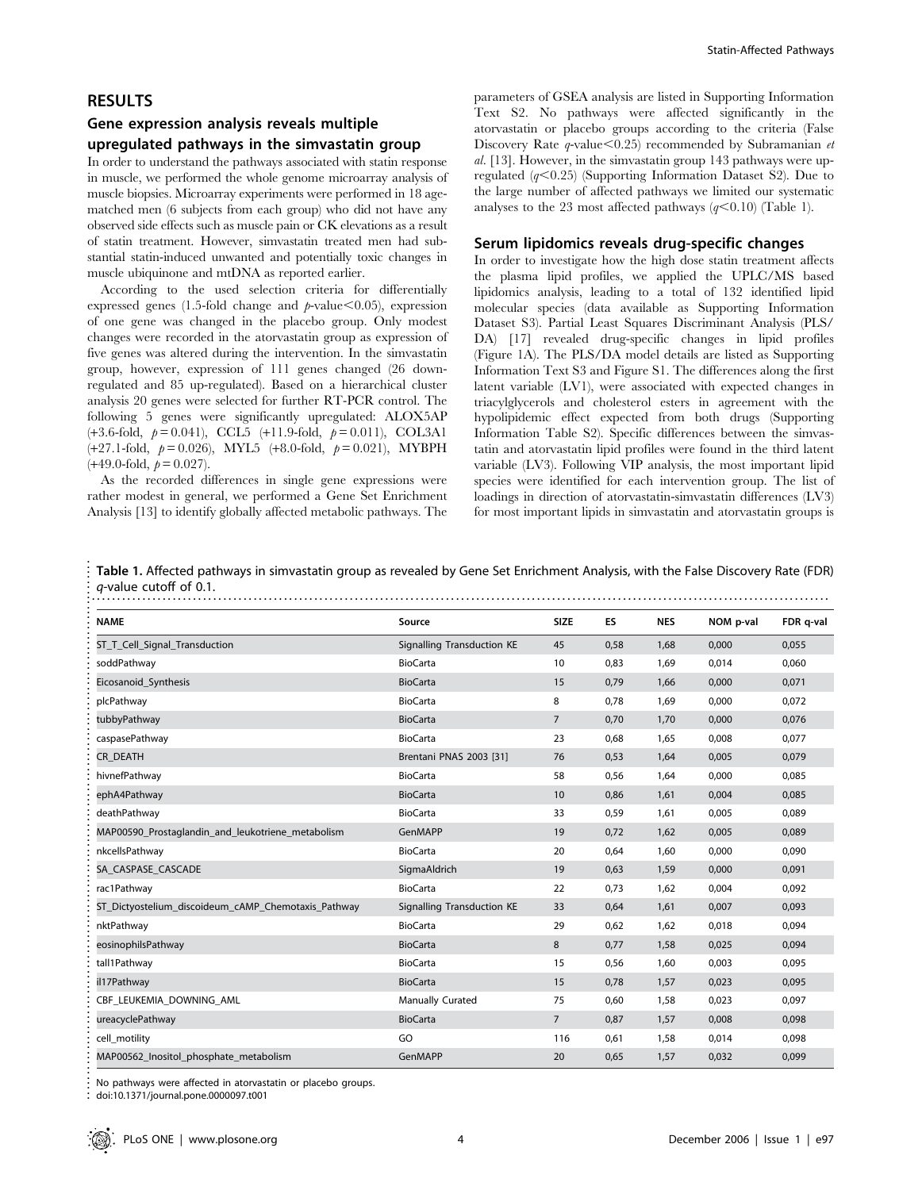## RESULTS

### Gene expression analysis reveals multiple upregulated pathways in the simvastatin group

In order to understand the pathways associated with statin response in muscle, we performed the whole genome microarray analysis of muscle biopsies. Microarray experiments were performed in 18 age-matched men (6 subjects from each group) who did not have any observed side effects such as muscle pain or CK elevations as a result of statin treatment. However, simvastatin treated men had substantial statin-induced unwanted and potentially toxic changes in muscle ubiquinone and mtDNA as reported earlier.

According to the used selection criteria for differentially expressed genes (1.5-fold change and $p$-value$<0.05$), expression of one gene was changed in the placebo group. Only modest changes were recorded in the atorvastatin group as expression of five genes was altered during the intervention. In the simvastatin group, however, expression of 111 genes changed (26 down-regulated and 85 up-regulated). Based on a hierarchical cluster analysis 20 genes were selected for further RT-PCR control. The following 5 genes were significantly upregulated: ALOX5AP (+3.6-fold, $p=0.041$), CCL5 (+11.9-fold, $p=0.011$), COL3A1 (+27.1-fold, $p=0.026$), MYL5 (+8.0-fold, $p=0.021$), MYBPH (+49.0-fold, $p=0.027$).

As the recorded differences in single gene expressions were rather modest in general, we performed a Gene Set Enrichment Analysis [13] to identify globally affected metabolic pathways. The parameters of GSEA analysis are listed in Supporting Information Text S2. No pathways were affected significantly in the atorvastatin or placebo groups according to the criteria (False Discovery Rate $q$-value$<0.25$) recommended by Subramanian *et al.* [13]. However, in the simvastatin group 143 pathways were upregulated ($q<0.25$) (Supporting Information Dataset S2). Due to the large number of affected pathways we limited our systematic analyses to the 23 most affected pathways ($q<0.10$) (Table 1).

### Serum lipidomics reveals drug-specific changes

In order to investigate how the high dose statin treatment affects the plasma lipid profiles, we applied the UPLC/MS based lipidomics analysis, leading to a total of 132 identified lipid molecular species (data available as Supporting Information Dataset S3). Partial Least Squares Discriminant Analysis (PLS/DA) [17] revealed drug-specific changes in lipid profiles (Figure 1A). The PLS/DA model details are listed as Supporting Information Text S3 and Figure S1. The differences along the first latent variable (LV1), were associated with expected changes in triacylglycerols and cholesterol esters in agreement with the hypolipidemic effect expected from both drugs (Supporting Information Table S2). Specific differences between the simvastatin and atorvastatin lipid profiles were found in the third latent variable (LV3). Following VIP analysis, the most important lipid species were identified for each intervention group. The list of loadings in direction of atorvastatin-simvastatin differences (LV3) for most important lipids in simvastatin and atorvastatin groups is

**Table 1.** Affected pathways in simvastatin group as revealed by Gene Set Enrichment Analysis, with the False Discovery Rate (FDR) $q$-value cutoff of 0.1.

| NAME | Source | SIZE | ES | NES | NOM p-val | FDR q-val |
|---|---|---|---|---|---|---|
| ST_T_Cell_Signal_Transduction | Signalling Transduction KE | 45 | 0,58 | 1,68 | 0,000 | 0,055 |
| soddPathway | BioCarta | 10 | 0,83 | 1,69 | 0,014 | 0,060 |
| Eicosanoid_Synthesis | BioCarta | 15 | 0,79 | 1,66 | 0,000 | 0,071 |
| plcPathway | BioCarta | 8 | 0,78 | 1,69 | 0,000 | 0,072 |
| tubbyPathway | BioCarta | 7 | 0,70 | 1,70 | 0,000 | 0,076 |
| caspasePathway | BioCarta | 23 | 0,68 | 1,65 | 0,008 | 0,077 |
| CR_DEATH | Brentani PNAS 2003 [31] | 76 | 0,53 | 1,64 | 0,005 | 0,079 |
| hivnefPathway | BioCarta | 58 | 0,56 | 1,64 | 0,000 | 0,085 |
| ephA4Pathway | BioCarta | 10 | 0,86 | 1,61 | 0,004 | 0,085 |
| deathPathway | BioCarta | 33 | 0,59 | 1,61 | 0,005 | 0,089 |
| MAP00590_Prostaglandin_and_leukotriene_metabolism | GenMAPP | 19 | 0,72 | 1,62 | 0,005 | 0,089 |
| nkcellsPathway | BioCarta | 20 | 0,64 | 1,60 | 0,000 | 0,090 |
| SA_CASPASE_CASCADE | SigmaAldrich | 19 | 0,63 | 1,59 | 0,000 | 0,091 |
| rac1Pathway | BioCarta | 22 | 0,73 | 1,62 | 0,004 | 0,092 |
| ST_Dictyostelium_discoideum_cAMP_Chemotaxis_Pathway | Signalling Transduction KE | 33 | 0,64 | 1,61 | 0,007 | 0,093 |
| nktPathway | BioCarta | 29 | 0,62 | 1,62 | 0,018 | 0,094 |
| eosinophilsPathway | BioCarta | 8 | 0,77 | 1,58 | 0,025 | 0,094 |
| tall1Pathway | BioCarta | 15 | 0,56 | 1,60 | 0,003 | 0,095 |
| il17Pathway | BioCarta | 15 | 0,78 | 1,57 | 0,023 | 0,095 |
| CBF_LEUKEMIA_DOWNING_AML | Manually Curated | 75 | 0,60 | 1,58 | 0,023 | 0,097 |
| ureacyclePathway | BioCarta | 7 | 0,87 | 1,57 | 0,008 | 0,098 |
| cell_motility | GO | 116 | 0,61 | 1,58 | 0,014 | 0,098 |
| MAP00562_Inositol_phosphate_metabolism | GenMAPP | 20 | 0,65 | 1,57 | 0,032 | 0,099 |

No pathways were affected in atorvastatin or placebo groups.
doi:10.1371/journal.pone.0000097.t001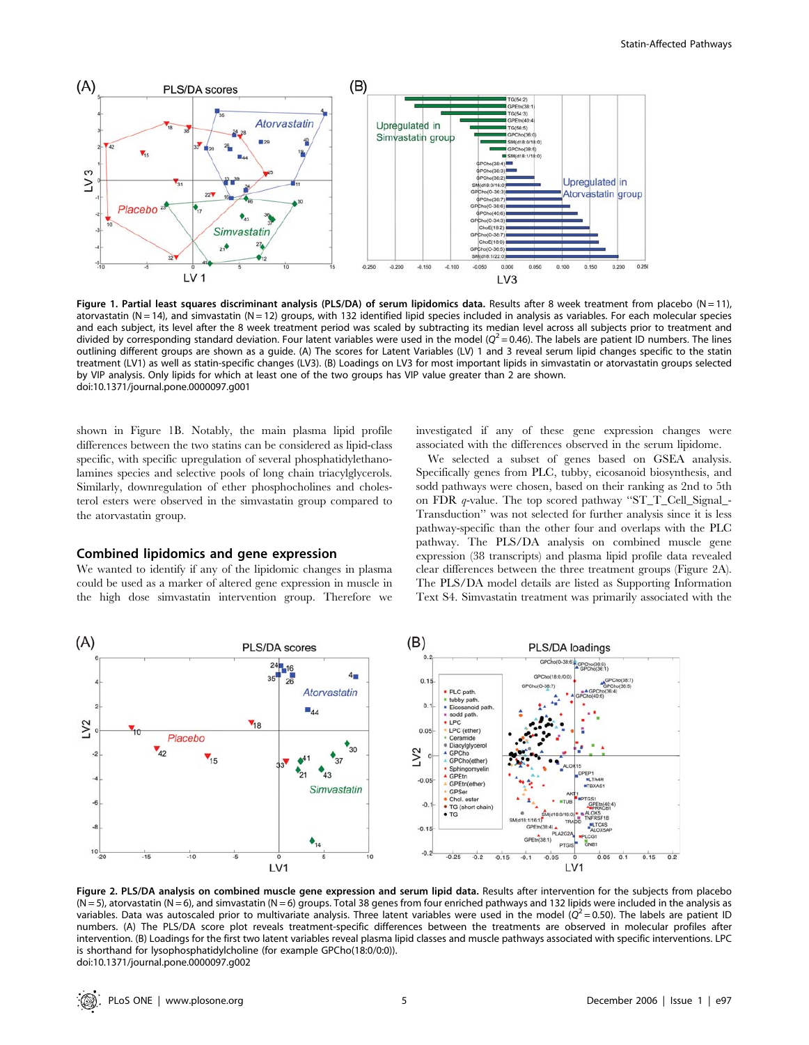**Figure 1. Partial least squares discriminant analysis (PLS/DA) of serum lipidomics data.** Results after 8 week treatment from placebo (N = 11), atorvastatin (N = 14), and simvastatin (N = 12) groups, with 132 identified lipid species included in analysis as variables. For each molecular species and each subject, its level after the 8 week treatment period was scaled by subtracting its median level across all subjects prior to treatment and divided by corresponding standard deviation. Four latent variables were used in the model ($Q^2 = 0.46$). The labels are patient ID numbers. The lines outlining different groups are shown as a guide. (A) The scores for Latent Variables (LV) 1 and 3 reveal serum lipid changes specific to the statin treatment (LV1) as well as statin-specific changes (LV3). (B) Loadings on LV3 for most important lipids in simvastatin or atorvastatin groups selected by VIP analysis. Only lipids for which at least one of the two groups has VIP value greater than 2 are shown.
doi:10.1371/journal.pone.0000097.g001

shown in Figure 1B. Notably, the main plasma lipid profile differences between the two statins can be considered as lipid-class specific, with specific upregulation of several phosphatidylethanolamines species and selective pools of long chain triacylglycerols. Similarly, downregulation of ether phosphocholines and cholesterol esters were observed in the simvastatin group compared to the atorvastatin group.

## Combined lipidomics and gene expression

We wanted to identify if any of the lipidomic changes in plasma could be used as a marker of altered gene expression in muscle in the high dose simvastatin intervention group. Therefore we investigated if any of these gene expression changes were associated with the differences observed in the serum lipidome.

We selected a subset of genes based on GSEA analysis. Specifically genes from PLC, tubby, eicosanoid biosynthesis, and sodd pathways were chosen, based on their ranking as 2nd to 5th on FDR *q*-value. The top scored pathway "ST_T_Cell_Signal_Transduction" was not selected for further analysis since it is less pathway-specific than the other four and overlaps with the PLC pathway. The PLS/DA analysis on combined muscle gene expression (38 transcripts) and plasma lipid profile data revealed clear differences between the three treatment groups (Figure 2A). The PLS/DA model details are listed as Supporting Information Text S4. Simvastatin treatment was primarily associated with the

**Figure 2. PLS/DA analysis on combined muscle gene expression and serum lipid data.** Results after intervention for the subjects from placebo (N = 5), atorvastatin (N = 6), and simvastatin (N = 6) groups. Total 38 genes from four enriched pathways and 132 lipids were included in the analysis as variables. Data was autoscaled prior to multivariate analysis. Three latent variables were used in the model ($Q^2 = 0.50$). The labels are patient ID numbers. (A) The PLS/DA score plot reveals treatment-specific differences between the treatments are observed in molecular profiles after intervention. (B) Loadings for the first two latent variables reveal plasma lipid classes and muscle pathways associated with specific interventions. LPC is shorthand for lysophosphatidylcholine (for example GPCho(18:0/0:0)).
doi:10.1371/journal.pone.0000097.g002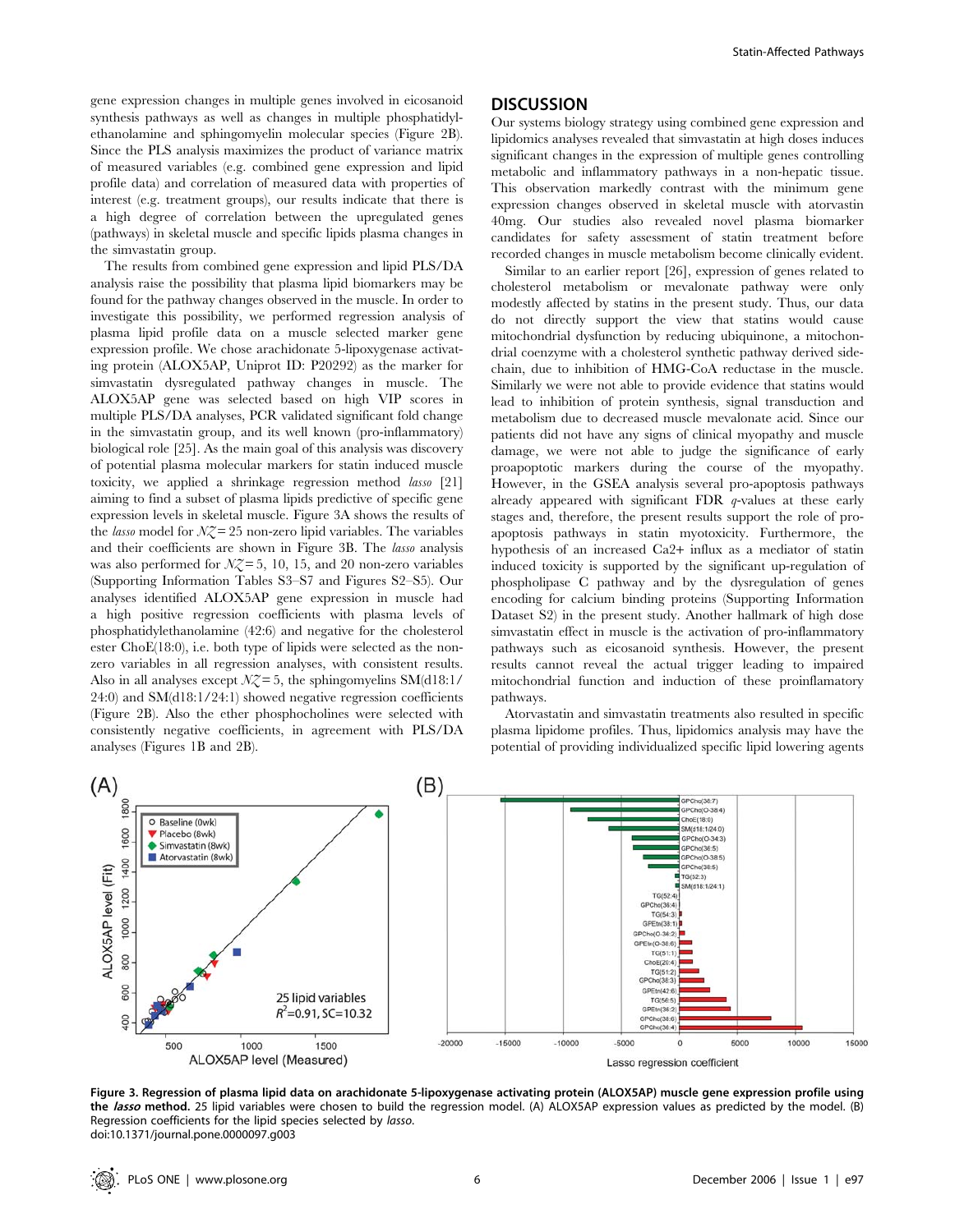gene expression changes in multiple genes involved in eicosanoid synthesis pathways as well as changes in multiple phosphatidylethanolamine and sphingomyelin molecular species (Figure 2B). Since the PLS analysis maximizes the product of variance matrix of measured variables (e.g. combined gene expression and lipid profile data) and correlation of measured data with properties of interest (e.g. treatment groups), our results indicate that there is a high degree of correlation between the upregulated genes (pathways) in skeletal muscle and specific lipids plasma changes in the simvastatin group.

The results from combined gene expression and lipid PLS/DA analysis raise the possibility that plasma lipid biomarkers may be found for the pathway changes observed in the muscle. In order to investigate this possibility, we performed regression analysis of plasma lipid profile data on a muscle selected marker gene expression profile. We chose arachidonate 5-lipoxygenase activating protein (ALOX5AP, Uniprot ID: P20292) as the marker for simvastatin dysregulated pathway changes in muscle. The ALOX5AP gene was selected based on high VIP scores in multiple PLS/DA analyses, PCR validated significant fold change in the simvastatin group, and its well known (pro-inflammatory) biological role [25]. As the main goal of this analysis was discovery of potential plasma molecular markers for statin induced muscle toxicity, we applied a shrinkage regression method *lasso* [21] aiming to find a subset of plasma lipids predictive of specific gene expression levels in skeletal muscle. Figure 3A shows the results of the *lasso* model for $\mathcal{NZ}=25$ non-zero lipid variables. The variables and their coefficients are shown in Figure 3B. The *lasso* analysis was also performed for $\mathcal{NZ}=5$, 10, 15, and 20 non-zero variables (Supporting Information Tables S3–S7 and Figures S2–S5). Our analyses identified ALOX5AP gene expression in muscle had a high positive regression coefficients with plasma levels of phosphatidylethanolamine (42:6) and negative for the cholesterol ester ChoE(18:0), i.e. both type of lipids were selected as the non-zero variables in all regression analyses, with consistent results. Also in all analyses except $\mathcal{NZ}=5$, the sphingomyelins SM(d18:1/24:0) and SM(d18:1/24:1) showed negative regression coefficients (Figure 2B). Also the ether phosphocholines were selected with consistently negative coefficients, in agreement with PLS/DA analyses (Figures 1B and 2B).

## DISCUSSION

Our systems biology strategy using combined gene expression and lipidomics analyses revealed that simvastatin at high doses induces significant changes in the expression of multiple genes controlling metabolic and inflammatory pathways in a non-hepatic tissue. This observation markedly contrast with the minimum gene expression changes observed in skeletal muscle with atorvastin 40mg. Our studies also revealed novel plasma biomarker candidates for safety assessment of statin treatment before recorded changes in muscle metabolism become clinically evident.

Similar to an earlier report [26], expression of genes related to cholesterol metabolism or mevalonate pathway were only modestly affected by statins in the present study. Thus, our data do not directly support the view that statins would cause mitochondrial dysfunction by reducing ubiquinone, a mitochondrial coenzyme with a cholesterol synthetic pathway derived side-chain, due to inhibition of HMG-CoA reductase in the muscle. Similarly we were not able to provide evidence that statins would lead to inhibition of protein synthesis, signal transduction and metabolism due to decreased muscle mevalonate acid. Since our patients did not have any signs of clinical myopathy and muscle damage, we were not able to judge the significance of early proapoptotic markers during the course of the myopathy. However, in the GSEA analysis several pro-apoptosis pathways already appeared with significant FDR *q*-values at these early stages and, therefore, the present results support the role of pro-apoptosis pathways in statin myotoxicity. Furthermore, the hypothesis of an increased Ca2+ influx as a mediator of statin induced toxicity is supported by the significant up-regulation of phospholipase C pathway and by the dysregulation of genes encoding for calcium binding proteins (Supporting Information Dataset S2) in the present study. Another hallmark of high dose simvastatin effect in muscle is the activation of pro-inflammatory pathways such as eicosanoid synthesis. However, the present results cannot reveal the actual trigger leading to impaired mitochondrial function and induction of these proinflamatory pathways.

Atorvastatin and simvastatin treatments also resulted in specific plasma lipidome profiles. Thus, lipidomics analysis may have the potential of providing individualized specific lipid lowering agents

**Figure 3. Regression of plasma lipid data on arachidonate 5-lipoxygenase activating protein (ALOX5AP) muscle gene expression profile using the *lasso* method.** 25 lipid variables were chosen to build the regression model. (A) ALOX5AP expression values as predicted by the model. (B) Regression coefficients for the lipid species selected by *lasso*.
doi:10.1371/journal.pone.0000097.g003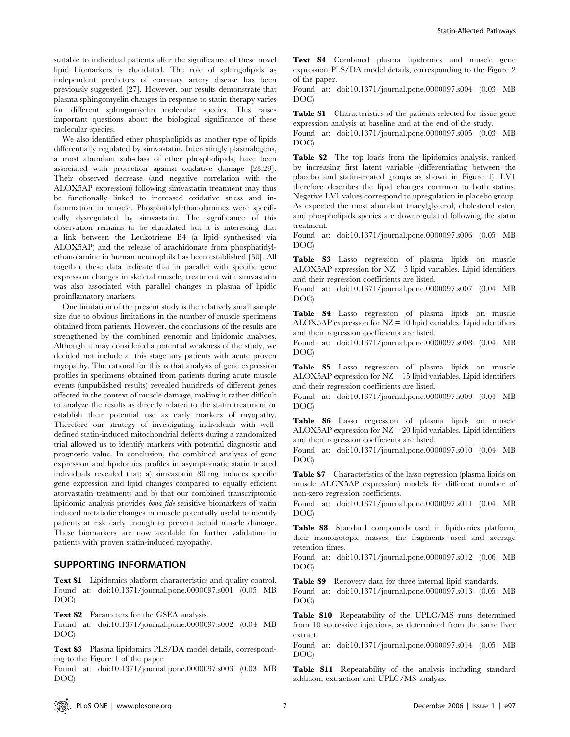suitable to individual patients after the significance of these novel lipid biomarkers is elucidated. The role of sphingolipids as independent predictors of coronary artery disease has been previously suggested [27]. However, our results demonstrate that plasma sphingomyelin changes in response to statin therapy varies for different sphingomyelin molecular species. This raises important questions about the biological significance of these molecular species.

We also identified ether phospholipids as another type of lipids differentially regulated by simvastatin. Interestingly plasmalogens, a most abundant sub-class of ether phospholipids, have been associated with protection against oxidative damage [28,29]. Their observed decrease (and negative correlation with the ALOX5AP expression) following simvastatin treatment may thus be functionally linked to increased oxidative stress and inflammation in muscle. Phosphatidylethanolamines were specifically dysregulated by simvastatin. The significance of this observation remains to be elucidated but it is interesting that a link between the Leukotriene B4 (a lipid synthesised via ALOX5AP) and the release of arachidonate from phosphatidylethanolamine in human neutrophils has been established [30]. All together these data indicate that in parallel with specific gene expression changes in skeletal muscle, treatment with simvastatin was also associated with parallel changes in plasma of lipidic proinflamatory markers.

One limitation of the present study is the relatively small sample size due to obvious limitations in the number of muscle specimens obtained from patients. However, the conclusions of the results are strengthened by the combined genomic and lipidomic analyses. Although it may considered a potential weakness of the study, we decided not include at this stage any patients with acute proven myopathy. The rational for this is that analysis of gene expression profiles in specimens obtained from patients during acute muscle events (unpublished results) revealed hundreds of different genes affected in the context of muscle damage, making it rather difficult to analyze the results as directly related to the statin treatment or establish their potential use as early markers of myopathy. Therefore our strategy of investigating individuals with well-defined statin-induced mitochondrial defects during a randomized trial allowed us to identify markers with potential diagnostic and prognostic value. In conclusion, the combined analyses of gene expression and lipidomics profiles in asymptomatic statin treated individuals revealed that: a) simvastatin 80 mg induces specific gene expression and lipid changes compared to equally efficient atorvastatin treatments and b) that our combined transcriptomic lipidomic analysis provides *bona fide* sensitive biomarkers of statin induced metabolic changes in muscle potentially useful to identify patients at risk early enough to prevent actual muscle damage. These biomarkers are now available for further validation in patients with proven statin-induced myopathy.

## SUPPORTING INFORMATION

**Text S1** Lipidomics platform characteristics and quality control.
Found at: doi:10.1371/journal.pone.0000097.s001 (0.05 MB DOC)

**Text S2** Parameters for the GSEA analysis.
Found at: doi:10.1371/journal.pone.0000097.s002 (0.04 MB DOC)

**Text S3** Plasma lipidomics PLS/DA model details, corresponding to the Figure 1 of the paper.
Found at: doi:10.1371/journal.pone.0000097.s003 (0.03 MB DOC)

**Text S4** Combined plasma lipidomics and muscle gene expression PLS/DA model details, corresponding to the Figure 2 of the paper.
Found at: doi:10.1371/journal.pone.0000097.s004 (0.03 MB DOC)

**Table S1** Characteristics of the patients selected for tissue gene expression analysis at baseline and at the end of the study.
Found at: doi:10.1371/journal.pone.0000097.s005 (0.03 MB DOC)

**Table S2** The top loads from the lipidomics analysis, ranked by increasing first latent variable (differentiating between the placebo and statin-treated groups as shown in Figure 1). LV1 therefore describes the lipid changes common to both statins. Negative LV1 values correspond to upregulation in placebo group. As expected the most abundant triacylglycerol, cholesterol ester, and phospholipids species are downregulated following the statin treatment.
Found at: doi:10.1371/journal.pone.0000097.s006 (0.05 MB DOC)

**Table S3** Lasso regression of plasma lipids on muscle ALOX5AP expression for NZ = 5 lipid variables. Lipid identifiers and their regression coefficients are listed.
Found at: doi:10.1371/journal.pone.0000097.s007 (0.04 MB DOC)

**Table S4** Lasso regression of plasma lipids on muscle ALOX5AP expression for NZ = 10 lipid variables. Lipid identifiers and their regression coefficients are listed.
Found at: doi:10.1371/journal.pone.0000097.s008 (0.04 MB DOC)

**Table S5** Lasso regression of plasma lipids on muscle ALOX5AP expression for NZ = 15 lipid variables. Lipid identifiers and their regression coefficients are listed.
Found at: doi:10.1371/journal.pone.0000097.s009 (0.04 MB DOC)

**Table S6** Lasso regression of plasma lipids on muscle ALOX5AP expression for NZ = 20 lipid variables. Lipid identifiers and their regression coefficients are listed.
Found at: doi:10.1371/journal.pone.0000097.s010 (0.04 MB DOC)

**Table S7** Characteristics of the lasso regression (plasma lipids on muscle ALOX5AP expression) models for different number of non-zero regression coefficients.
Found at: doi:10.1371/journal.pone.0000097.s011 (0.04 MB DOC)

**Table S8** Standard compounds used in lipidomics platform, their monoisotopic masses, the fragments used and average retention times.
Found at: doi:10.1371/journal.pone.0000097.s012 (0.06 MB DOC)

**Table S9** Recovery data for three internal lipid standards.
Found at: doi:10.1371/journal.pone.0000097.s013 (0.05 MB DOC)

**Table S10** Repeatability of the UPLC/MS runs determined from 10 successive injections, as determined from the same liver extract.
Found at: doi:10.1371/journal.pone.0000097.s014 (0.05 MB DOC)

**Table S11** Repeatability of the analysis including standard addition, extraction and UPLC/MS analysis.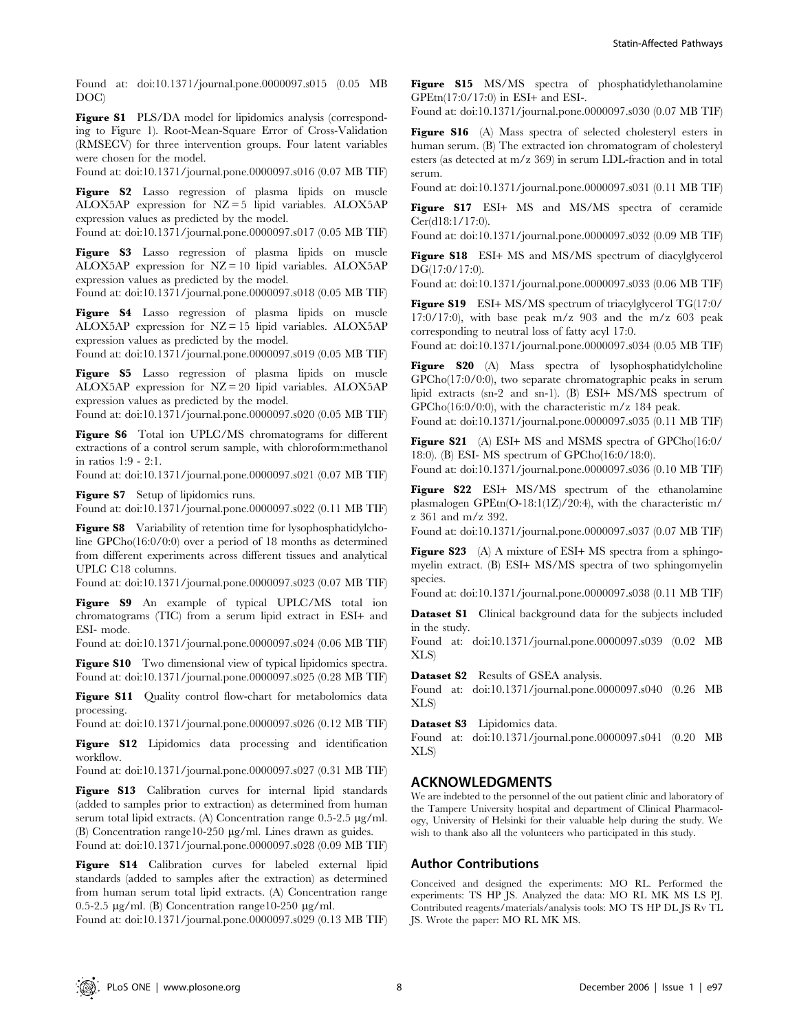Found at: doi:10.1371/journal.pone.0000097.s015 (0.05 MB DOC)

**Figure S1** PLS/DA model for lipidomics analysis (corresponding to Figure 1). Root-Mean-Square Error of Cross-Validation (RMSECV) for three intervention groups. Four latent variables were chosen for the model.
Found at: doi:10.1371/journal.pone.0000097.s016 (0.07 MB TIF)

**Figure S2** Lasso regression of plasma lipids on muscle ALOX5AP expression for NZ = 5 lipid variables. ALOX5AP expression values as predicted by the model.
Found at: doi:10.1371/journal.pone.0000097.s017 (0.05 MB TIF)

**Figure S3** Lasso regression of plasma lipids on muscle ALOX5AP expression for NZ = 10 lipid variables. ALOX5AP expression values as predicted by the model.
Found at: doi:10.1371/journal.pone.0000097.s018 (0.05 MB TIF)

**Figure S4** Lasso regression of plasma lipids on muscle ALOX5AP expression for NZ = 15 lipid variables. ALOX5AP expression values as predicted by the model.
Found at: doi:10.1371/journal.pone.0000097.s019 (0.05 MB TIF)

**Figure S5** Lasso regression of plasma lipids on muscle ALOX5AP expression for NZ = 20 lipid variables. ALOX5AP expression values as predicted by the model.
Found at: doi:10.1371/journal.pone.0000097.s020 (0.05 MB TIF)

**Figure S6** Total ion UPLC/MS chromatograms for different extractions of a control serum sample, with chloroform:methanol in ratios 1:9 - 2:1.
Found at: doi:10.1371/journal.pone.0000097.s021 (0.07 MB TIF)

**Figure S7** Setup of lipidomics runs.
Found at: doi:10.1371/journal.pone.0000097.s022 (0.11 MB TIF)

**Figure S8** Variability of retention time for lysophosphatidylcholine GPCho(16:0/0:0) over a period of 18 months as determined from different experiments across different tissues and analytical UPLC C18 columns.
Found at: doi:10.1371/journal.pone.0000097.s023 (0.07 MB TIF)

**Figure S9** An example of typical UPLC/MS total ion chromatograms (TIC) from a serum lipid extract in ESI+ and ESI- mode.
Found at: doi:10.1371/journal.pone.0000097.s024 (0.06 MB TIF)

**Figure S10** Two dimensional view of typical lipidomics spectra.
Found at: doi:10.1371/journal.pone.0000097.s025 (0.28 MB TIF)

**Figure S11** Quality control flow-chart for metabolomics data processing.
Found at: doi:10.1371/journal.pone.0000097.s026 (0.12 MB TIF)

**Figure S12** Lipidomics data processing and identification workflow.
Found at: doi:10.1371/journal.pone.0000097.s027 (0.31 MB TIF)

**Figure S13** Calibration curves for internal lipid standards (added to samples prior to extraction) as determined from human serum total lipid extracts. (A) Concentration range 0.5-2.5 μg/ml. (B) Concentration range10-250 μg/ml. Lines drawn as guides.
Found at: doi:10.1371/journal.pone.0000097.s028 (0.09 MB TIF)

**Figure S14** Calibration curves for labeled external lipid standards (added to samples after the extraction) as determined from human serum total lipid extracts. (A) Concentration range 0.5-2.5 μg/ml. (B) Concentration range10-250 μg/ml.
Found at: doi:10.1371/journal.pone.0000097.s029 (0.13 MB TIF)

**Figure S15** MS/MS spectra of phosphatidylethanolamine GPEtn(17:0/17:0) in ESI+ and ESI-.
Found at: doi:10.1371/journal.pone.0000097.s030 (0.07 MB TIF)

**Figure S16** (A) Mass spectra of selected cholesteryl esters in human serum. (B) The extracted ion chromatogram of cholesteryl esters (as detected at m/z 369) in serum LDL-fraction and in total serum.
Found at: doi:10.1371/journal.pone.0000097.s031 (0.11 MB TIF)

**Figure S17** ESI+ MS and MS/MS spectra of ceramide Cer(d18:1/17:0).
Found at: doi:10.1371/journal.pone.0000097.s032 (0.09 MB TIF)

**Figure S18** ESI+ MS and MS/MS spectrum of diacylglycerol DG(17:0/17:0).
Found at: doi:10.1371/journal.pone.0000097.s033 (0.06 MB TIF)

**Figure S19** ESI+ MS/MS spectrum of triacylglycerol TG(17:0/17:0/17:0), with base peak m/z 903 and the m/z 603 peak corresponding to neutral loss of fatty acyl 17:0.
Found at: doi:10.1371/journal.pone.0000097.s034 (0.05 MB TIF)

**Figure S20** (A) Mass spectra of lysophosphatidylcholine GPCho(17:0/0:0), two separate chromatographic peaks in serum lipid extracts (sn-2 and sn-1). (B) ESI+ MS/MS spectrum of GPCho(16:0/0:0), with the characteristic m/z 184 peak.
Found at: doi:10.1371/journal.pone.0000097.s035 (0.11 MB TIF)

**Figure S21** (A) ESI+ MS and MSMS spectra of GPCho(16:0/18:0). (B) ESI- MS spectrum of GPCho(16:0/18:0).
Found at: doi:10.1371/journal.pone.0000097.s036 (0.10 MB TIF)

**Figure S22** ESI+ MS/MS spectrum of the ethanolamine plasmalogen GPEtn(O-18:1(1Z)/20:4), with the characteristic m/z 361 and m/z 392.
Found at: doi:10.1371/journal.pone.0000097.s037 (0.07 MB TIF)

**Figure S23** (A) A mixture of ESI+ MS spectra from a sphingomyelin extract. (B) ESI+ MS/MS spectra of two sphingomyelin species.
Found at: doi:10.1371/journal.pone.0000097.s038 (0.11 MB TIF)

**Dataset S1** Clinical background data for the subjects included in the study.
Found at: doi:10.1371/journal.pone.0000097.s039 (0.02 MB XLS)

**Dataset S2** Results of GSEA analysis.
Found at: doi:10.1371/journal.pone.0000097.s040 (0.26 MB XLS)

**Dataset S3** Lipidomics data.
Found at: doi:10.1371/journal.pone.0000097.s041 (0.20 MB XLS)

## ACKNOWLEDGMENTS

We are indebted to the personnel of the out patient clinic and laboratory of the Tampere University hospital and department of Clinical Pharmacology, University of Helsinki for their valuable help during the study. We wish to thank also all the volunteers who participated in this study.

### Author Contributions

Conceived and designed the experiments: MO RL. Performed the experiments: TS HP JS. Analyzed the data: MO RL MK MS LS PJ. Contributed reagents/materials/analysis tools: MO TS HP DL JS Rv TL JS. Wrote the paper: MO RL MK MS.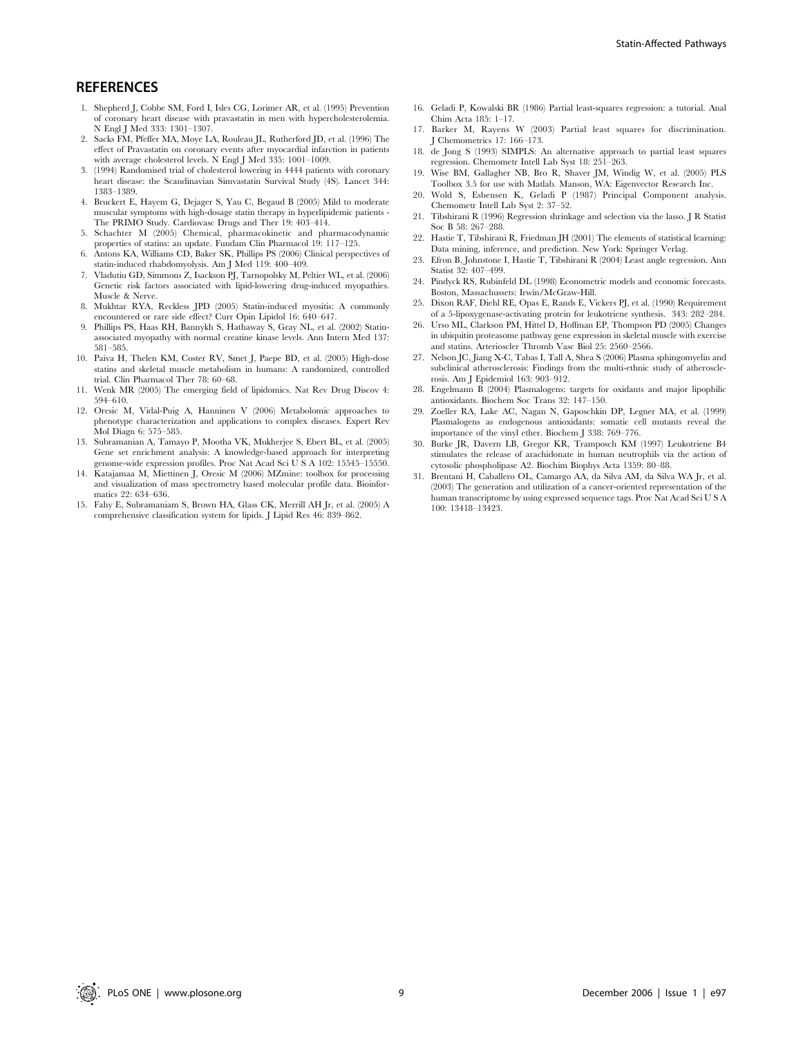## REFERENCES

1. Shepherd J, Cobbe SM, Ford I, Isles CG, Lorimer AR, et al. (1995) Prevention of coronary heart disease with pravastatin in men with hypercholesterolemia. N Engl J Med 333: 1301–1307.
2. Sacks FM, Pfeffer MA, Moye LA, Rouleau JL, Rutherford JD, et al. (1996) The effect of Pravastatin on coronary events after myocardial infarction in patients with average cholesterol levels. N Engl J Med 335: 1001–1009.
3. (1994) Randomised trial of cholesterol lowering in 4444 patients with coronary heart disease: the Scandinavian Simvastatin Survival Study (4S). Lancet 344: 1383–1389.
4. Bruckert E, Hayem G, Dejager S, Yau C, Begaud B (2005) Mild to moderate muscular symptoms with high-dosage statin therapy in hyperlipidemic patients - The PRIMO Study. Cardiovasc Drugs and Ther 19: 403–414.
5. Schachter M (2005) Chemical, pharmacokinetic and pharmacodynamic properties of statins: an update. Fundam Clin Pharmacol 19: 117–125.
6. Antons KA, Williams CD, Baker SK, Phillips PS (2006) Clinical perspectives of statin-induced rhabdomyolysis. Am J Med 119: 400–409.
7. Vladutiu GD, Simmons Z, Isackson PJ, Tarnopolsky M, Peltier WL, et al. (2006) Genetic risk factors associated with lipid-lowering drug-induced myopathies. Muscle & Nerve.
8. Mukhtar RYA, Reckless JPD (2005) Statin-induced myositis: A commonly encountered or rare side effect? Curr Opin Lipidol 16: 640–647.
9. Phillips PS, Haas RH, Bannykh S, Hathaway S, Gray NL, et al. (2002) Statin-associated myopathy with normal creatine kinase levels. Ann Intern Med 137: 581–585.
10. Paiva H, Thelen KM, Coster RV, Smet J, Paepe BD, et al. (2005) High-dose statins and skeletal muscle metabolism in humans: A randomized, controlled trial. Clin Pharmacol Ther 78: 60–68.
11. Wenk MR (2005) The emerging field of lipidomics. Nat Rev Drug Discov 4: 594–610.
12. Oresic M, Vidal-Puig A, Hanninen V (2006) Metabolomic approaches to phenotype characterization and applications to complex diseases. Expert Rev Mol Diagn 6: 575–585.
13. Subramanian A, Tamayo P, Mootha VK, Mukherjee S, Ebert BL, et al. (2005) Gene set enrichment analysis: A knowledge-based approach for interpreting genome-wide expression profiles. Proc Nat Acad Sci U S A 102: 15545–15550.
14. Katajamaa M, Miettinen J, Oresic M (2006) MZmine: toolbox for processing and visualization of mass spectrometry based molecular profile data. Bioinformatics 22: 634–636.
15. Fahy E, Subramaniam S, Brown HA, Glass CK, Merrill AH Jr, et al. (2005) A comprehensive classification system for lipids. J Lipid Res 46: 839–862.
16. Geladi P, Kowalski BR (1986) Partial least-squares regression: a tutorial. Anal Chim Acta 185: 1–17.
17. Barker M, Rayens W (2003) Partial least squares for discrimination. J Chemometrics 17: 166–173.
18. de Jong S (1993) SIMPLS: An alternative approach to partial least squares regression. Chemometr Intell Lab Syst 18: 251–263.
19. Wise BM, Gallagher NB, Bro R, Shaver JM, Windig W, et al. (2005) PLS Toolbox 3.5 for use with Matlab. Manson, WA: Eigenvector Research Inc.
20. Wold S, Esbensen K, Geladi P (1987) Principal Component analysis. Chemometr Intell Lab Syst 2: 37–52.
21. Tibshirani R (1996) Regression shrinkage and selection via the lasso. J R Statist Soc B 58: 267–288.
22. Hastie T, Tibshirani R, Friedman JH (2001) The elements of statistical learning: Data mining, inference, and prediction. New York: Springer Verlag.
23. Efron B, Johnstone I, Hastie T, Tibshirani R (2004) Least angle regression. Ann Statist 32: 407–499.
24. Pindyck RS, Rubinfeld DL (1998) Econometric models and economic forecasts. Boston, Massachussets: Irwin/McGraw-Hill.
25. Dixon RAF, Diehl RE, Opas E, Rands E, Vickers PJ, et al. (1990) Requirement of a 5-lipoxygenase-activating protein for leukotriene synthesis. 343: 282–284.
26. Urso ML, Clarkson PM, Hittel D, Hoffman EP, Thompson PD (2005) Changes in ubiquitin proteasome pathway gene expression in skeletal muscle with exercise and statins. Arterioscler Thromb Vasc Biol 25: 2560–2566.
27. Nelson JC, Jiang X-C, Tabas I, Tall A, Shea S (2006) Plasma sphingomyelin and subclinical atherosclerosis: Findings from the multi-ethnic study of atherosclerosis. Am J Epidemiol 163: 903–912.
28. Engelmann B (2004) Plasmalogens: targets for oxidants and major lipophilic antioxidants. Biochem Soc Trans 32: 147–150.
29. Zoeller RA, Lake AC, Nagan N, Gaposchkin DP, Legner MA, et al. (1999) Plasmalogens as endogenous antioxidants: somatic cell mutants reveal the importance of the vinyl ether. Biochem J 338: 769–776.
30. Burke JR, Davern LB, Gregor KR, Tramposch KM (1997) Leukotriene B4 stimulates the release of arachidonate in human neutrophils via the action of cytosolic phospholipase A2. Biochim Biophys Acta 1359: 80–88.
31. Brentani H, Caballero OL, Camargo AA, da Silva AM, da Silva WA Jr, et al. (2003) The generation and utilization of a cancer-oriented representation of the human transcriptome by using expressed sequence tags. Proc Nat Acad Sci U S A 100: 13418–13423.